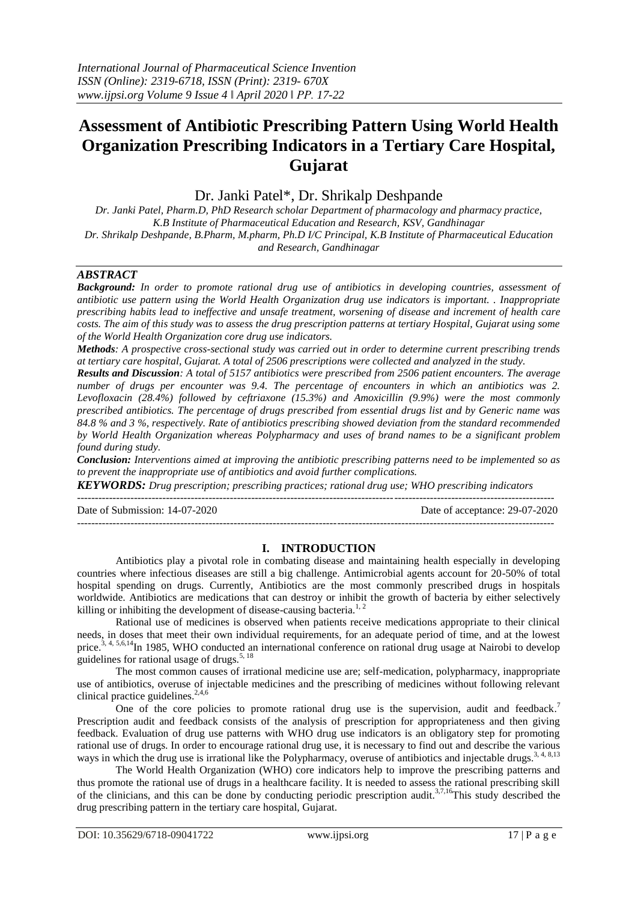# Assessment of Antibiotic Prescribing Pattern Using World Health Organization Prescribing Indicators in a Tertiary Care Hospital, Gujarat

Dr. Janki Patel*, Dr. Shrikalp Deshpande

*Dr. Janki Patel, Pharm.D, PhD Research scholar Department of pharmacology and pharmacy practice, K.B Institute of Pharmaceutical Education and Research, KSV, Gandhinagar*
*Dr. Shrikalp Deshpande, B.Pharm, M.pharm, Ph.D I/C Principal, K.B Institute of Pharmaceutical Education and Research, Gandhinagar*

## ABSTRACT

***Background:*** *In order to promote rational drug use of antibiotics in developing countries, assessment of antibiotic use pattern using the World Health Organization drug use indicators is important. . Inappropriate prescribing habits lead to ineffective and unsafe treatment, worsening of disease and increment of health care costs. The aim of this study was to assess the drug prescription patterns at tertiary Hospital, Gujarat using some of the World Health Organization core drug use indicators.*

***Methods****: A prospective cross-sectional study was carried out in order to determine current prescribing trends at tertiary care hospital, Gujarat. A total of 2506 prescriptions were collected and analyzed in the study.*

***Results and Discussion****: A total of 5157 antibiotics were prescribed from 2506 patient encounters. The average number of drugs per encounter was 9.4. The percentage of encounters in which an antibiotics was 2. Levofloxacin (28.4%) followed by ceftriaxone (15.3%) and Amoxicillin (9.9%) were the most commonly prescribed antibiotics. The percentage of drugs prescribed from essential drugs list and by Generic name was 84.8 % and 3 %, respectively. Rate of antibiotics prescribing showed deviation from the standard recommended by World Health Organization whereas Polypharmacy and uses of brand names to be a significant problem found during study.*

***Conclusion:*** *Interventions aimed at improving the antibiotic prescribing patterns need to be implemented so as to prevent the inappropriate use of antibiotics and avoid further complications.*

***KEYWORDS:*** *Drug prescription; prescribing practices; rational drug use; WHO prescribing indicators*

---

Date of Submission: 14-07-2020 Date of acceptance: 29-07-2020

---

## I. INTRODUCTION

Antibiotics play a pivotal role in combating disease and maintaining health especially in developing countries where infectious diseases are still a big challenge. Antimicrobial agents account for 20-50% of total hospital spending on drugs. Currently, Antibiotics are the most commonly prescribed drugs in hospitals worldwide. Antibiotics are medications that can destroy or inhibit the growth of bacteria by either selectively killing or inhibiting the development of disease-causing bacteria.[1, 2]

Rational use of medicines is observed when patients receive medications appropriate to their clinical needs, in doses that meet their own individual requirements, for an adequate period of time, and at the lowest price.[3, 4, 5,6,14]In 1985, WHO conducted an international conference on rational drug usage at Nairobi to develop guidelines for rational usage of drugs.[5, 18]

The most common causes of irrational medicine use are; self-medication, polypharmacy, inappropriate use of antibiotics, overuse of injectable medicines and the prescribing of medicines without following relevant clinical practice guidelines.[2,4,6]

One of the core policies to promote rational drug use is the supervision, audit and feedback.[7] Prescription audit and feedback consists of the analysis of prescription for appropriateness and then giving feedback. Evaluation of drug use patterns with WHO drug use indicators is an obligatory step for promoting rational use of drugs. In order to encourage rational drug use, it is necessary to find out and describe the various ways in which the drug use is irrational like the Polypharmacy, overuse of antibiotics and injectable drugs.[3, 4, 8,13]

The World Health Organization (WHO) core indicators help to improve the prescribing patterns and thus promote the rational use of drugs in a healthcare facility. It is needed to assess the rational prescribing skill of the clinicians, and this can be done by conducting periodic prescription audit.[3,7,16]This study described the drug prescribing pattern in the tertiary care hospital, Gujarat.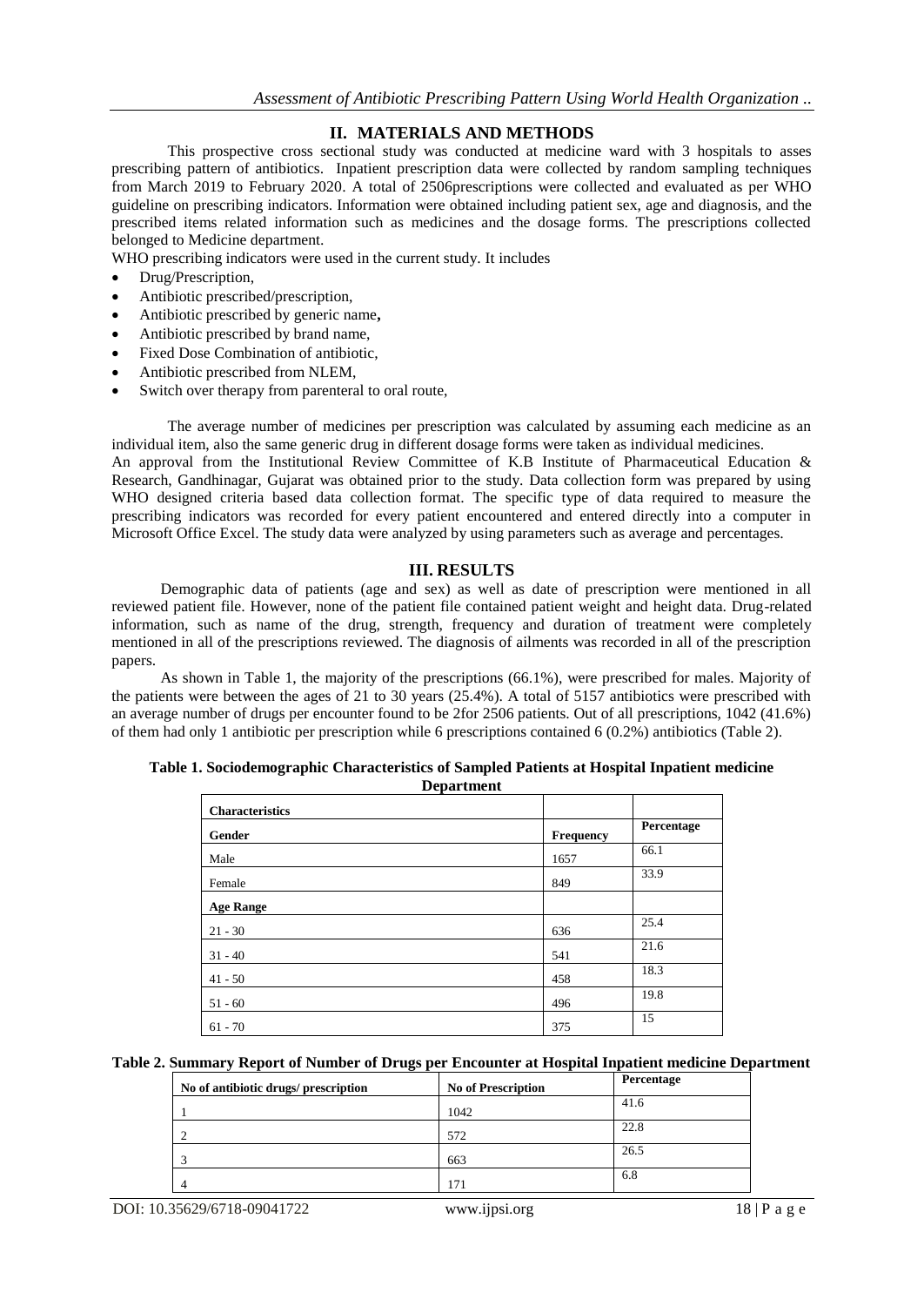## II. MATERIALS AND METHODS

This prospective cross sectional study was conducted at medicine ward with 3 hospitals to asses prescribing pattern of antibiotics. Inpatient prescription data were collected by random sampling techniques from March 2019 to February 2020. A total of 2506prescriptions were collected and evaluated as per WHO guideline on prescribing indicators. Information were obtained including patient sex, age and diagnosis, and the prescribed items related information such as medicines and the dosage forms. The prescriptions collected belonged to Medicine department.

WHO prescribing indicators were used in the current study. It includes

- Drug/Prescription,
- Antibiotic prescribed/prescription,
- Antibiotic prescribed by generic name**,**
- Antibiotic prescribed by brand name,
- Fixed Dose Combination of antibiotic,
- Antibiotic prescribed from NLEM,
- Switch over therapy from parenteral to oral route,

The average number of medicines per prescription was calculated by assuming each medicine as an individual item, also the same generic drug in different dosage forms were taken as individual medicines.

An approval from the Institutional Review Committee of K.B Institute of Pharmaceutical Education & Research, Gandhinagar, Gujarat was obtained prior to the study. Data collection form was prepared by using WHO designed criteria based data collection format. The specific type of data required to measure the prescribing indicators was recorded for every patient encountered and entered directly into a computer in Microsoft Office Excel. The study data were analyzed by using parameters such as average and percentages.

## III. RESULTS

Demographic data of patients (age and sex) as well as date of prescription were mentioned in all reviewed patient file. However, none of the patient file contained patient weight and height data. Drug-related information, such as name of the drug, strength, frequency and duration of treatment were completely mentioned in all of the prescriptions reviewed. The diagnosis of ailments was recorded in all of the prescription papers.

As shown in Table 1, the majority of the prescriptions (66.1%), were prescribed for males. Majority of the patients were between the ages of 21 to 30 years (25.4%). A total of 5157 antibiotics were prescribed with an average number of drugs per encounter found to be 2for 2506 patients. Out of all prescriptions, 1042 (41.6%) of them had only 1 antibiotic per prescription while 6 prescriptions contained 6 (0.2%) antibiotics (Table 2).

**Table 1. Sociodemographic Characteristics of Sampled Patients at Hospital Inpatient medicine Department**

| Characteristics | | |
|---|---|---|
| **Gender** | **Frequency** | **Percentage** |
| Male | 1657 | 66.1 |
| Female | 849 | 33.9 |
| **Age Range** | | |
| 21 - 30 | 636 | 25.4 |
| 31 - 40 | 541 | 21.6 |
| 41 - 50 | 458 | 18.3 |
| 51 - 60 | 496 | 19.8 |
| 61 - 70 | 375 | 15 |

**Table 2. Summary Report of Number of Drugs per Encounter at Hospital Inpatient medicine Department**

| No of antibiotic drugs/ prescription | No of Prescription | Percentage |
|---|---|---|
| 1 | 1042 | 41.6 |
| 2 | 572 | 22.8 |
| 3 | 663 | 26.5 |
| 4 | 171 | 6.8 |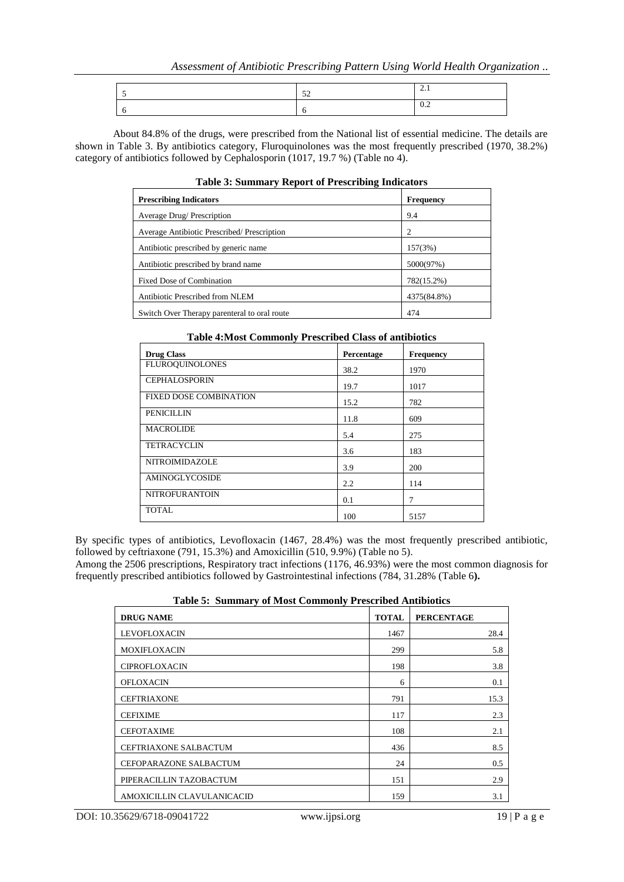| 5 | 52 | 2.1 |
|---|---|---|
| 6 | 6 | 0.2 |

About 84.8% of the drugs, were prescribed from the National list of essential medicine. The details are shown in Table 3. By antibiotics category, Fluroquinolones was the most frequently prescribed (1970, 38.2%) category of antibiotics followed by Cephalosporin (1017, 19.7 %) (Table no 4).

**Table 3: Summary Report of Prescribing Indicators**

| Prescribing Indicators | Frequency |
|---|---|
| Average Drug/ Prescription | 9.4 |
| Average Antibiotic Prescribed/ Prescription | 2 |
| Antibiotic prescribed by generic name | 157(3%) |
| Antibiotic prescribed by brand name | 5000(97%) |
| Fixed Dose of Combination | 782(15.2%) |
| Antibiotic Prescribed from NLEM | 4375(84.8%) |
| Switch Over Therapy parenteral to oral route | 474 |

**Table 4:Most Commonly Prescribed Class of antibiotics**

| Drug Class | Percentage | Frequency |
|---|---|---|
| FLUROQUINOLONES | 38.2 | 1970 |
| CEPHALOSPORIN | 19.7 | 1017 |
| FIXED DOSE COMBINATION | 15.2 | 782 |
| PENICILLIN | 11.8 | 609 |
| MACROLIDE | 5.4 | 275 |
| TETRACYCLIN | 3.6 | 183 |
| NITROIMIDAZOLE | 3.9 | 200 |
| AMINOGLYCOSIDE | 2.2 | 114 |
| NITROFURANTOIN | 0.1 | 7 |
| TOTAL | 100 | 5157 |

By specific types of antibiotics, Levofloxacin (1467, 28.4%) was the most frequently prescribed antibiotic, followed by ceftriaxone (791, 15.3%) and Amoxicillin (510, 9.9%) (Table no 5).

Among the 2506 prescriptions, Respiratory tract infections (1176, 46.93%) were the most common diagnosis for frequently prescribed antibiotics followed by Gastrointestinal infections (784, 31.28% (Table 6**).**

**Table 5: Summary of Most Commonly Prescribed Antibiotics**

| DRUG NAME | TOTAL | PERCENTAGE |
|---|---|---|
| LEVOFLOXACIN | 1467 | 28.4 |
| MOXIFLOXACIN | 299 | 5.8 |
| CIPROFLOXACIN | 198 | 3.8 |
| OFLOXACIN | 6 | 0.1 |
| CEFTRIAXONE | 791 | 15.3 |
| CEFIXIME | 117 | 2.3 |
| CEFOTAXIME | 108 | 2.1 |
| CEFTRIAXONE SALBACTUM | 436 | 8.5 |
| CEFOPARAZONE SALBACTUM | 24 | 0.5 |
| PIPERACILLIN TAZOBACTUM | 151 | 2.9 |
| AMOXICILLIN CLAVULANICACID | 159 | 3.1 |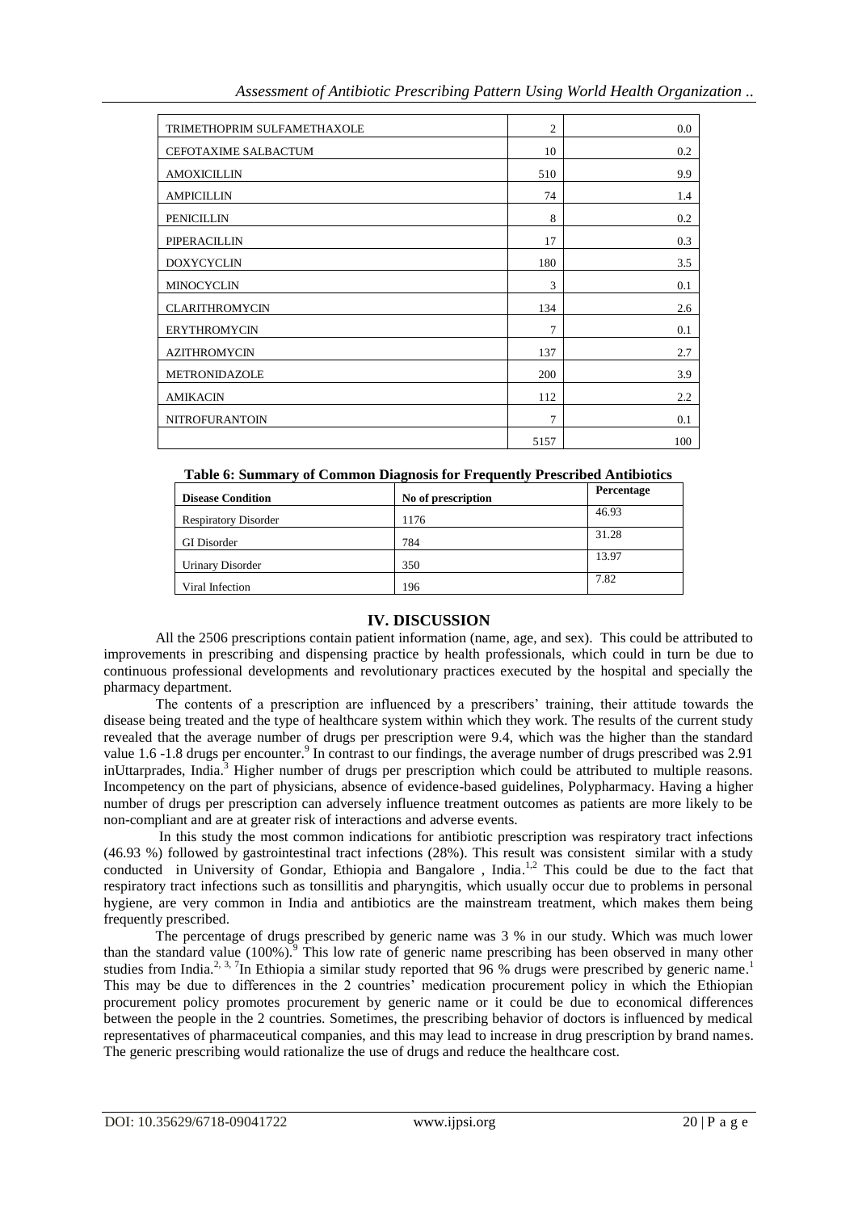| | | |
|---|---|---|
| TRIMETHOPRIM SULFAMETHAXOLE | 2 | 0.0 |
| CEFOTAXIME SALBACTUM | 10 | 0.2 |
| AMOXICILLIN | 510 | 9.9 |
| AMPICILLIN | 74 | 1.4 |
| PENICILLIN | 8 | 0.2 |
| PIPERACILLIN | 17 | 0.3 |
| DOXYCYCLIN | 180 | 3.5 |
| MINOCYCLIN | 3 | 0.1 |
| CLARITHROMYCIN | 134 | 2.6 |
| ERYTHROMYCIN | 7 | 0.1 |
| AZITHROMYCIN | 137 | 2.7 |
| METRONIDAZOLE | 200 | 3.9 |
| AMIKACIN | 112 | 2.2 |
| NITROFURANTOIN | 7 | 0.1 |
| | 5157 | 100 |

**Table 6: Summary of Common Diagnosis for Frequently Prescribed Antibiotics**

| Disease Condition | No of prescription | Percentage |
|---|---|---|
| Respiratory Disorder | 1176 | 46.93 |
| GI Disorder | 784 | 31.28 |
| Urinary Disorder | 350 | 13.97 |
| Viral Infection | 196 | 7.82 |

## IV. DISCUSSION

All the 2506 prescriptions contain patient information (name, age, and sex). This could be attributed to improvements in prescribing and dispensing practice by health professionals, which could in turn be due to continuous professional developments and revolutionary practices executed by the hospital and specially the pharmacy department.

The contents of a prescription are influenced by a prescribers' training, their attitude towards the disease being treated and the type of healthcare system within which they work. The results of the current study revealed that the average number of drugs per prescription were 9.4, which was the higher than the standard value 1.6 -1.8 drugs per encounter.[9] In contrast to our findings, the average number of drugs prescribed was 2.91 inUttarprades, India.[3] Higher number of drugs per prescription which could be attributed to multiple reasons. Incompetency on the part of physicians, absence of evidence-based guidelines, Polypharmacy. Having a higher number of drugs per prescription can adversely influence treatment outcomes as patients are more likely to be non-compliant and are at greater risk of interactions and adverse events.

In this study the most common indications for antibiotic prescription was respiratory tract infections (46.93 %) followed by gastrointestinal tract infections (28%). This result was consistent similar with a study conducted in University of Gondar, Ethiopia and Bangalore , India.[1,2] This could be due to the fact that respiratory tract infections such as tonsillitis and pharyngitis, which usually occur due to problems in personal hygiene, are very common in India and antibiotics are the mainstream treatment, which makes them being frequently prescribed.

The percentage of drugs prescribed by generic name was 3 % in our study. Which was much lower than the standard value (100%).[9] This low rate of generic name prescribing has been observed in many other studies from India.[2, 3, 7]In Ethiopia a similar study reported that 96 % drugs were prescribed by generic name.[1] This may be due to differences in the 2 countries' medication procurement policy in which the Ethiopian procurement policy promotes procurement by generic name or it could be due to economical differences between the people in the 2 countries. Sometimes, the prescribing behavior of doctors is influenced by medical representatives of pharmaceutical companies, and this may lead to increase in drug prescription by brand names. The generic prescribing would rationalize the use of drugs and reduce the healthcare cost.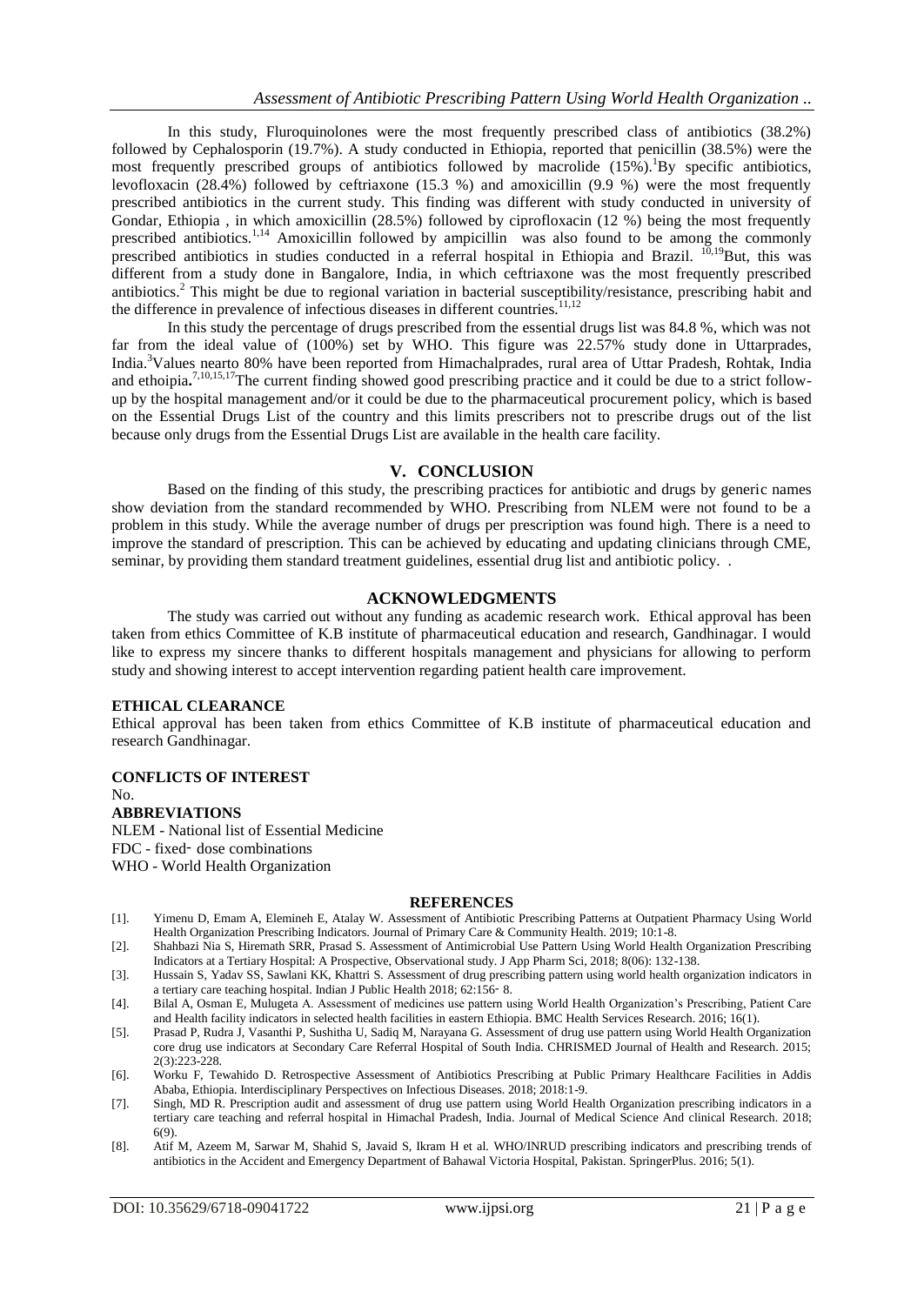In this study, Fluroquinolones were the most frequently prescribed class of antibiotics (38.2%) followed by Cephalosporin (19.7%). A study conducted in Ethiopia, reported that penicillin (38.5%) were the most frequently prescribed groups of antibiotics followed by macrolide (15%).[1]By specific antibiotics, levofloxacin (28.4%) followed by ceftriaxone (15.3 %) and amoxicillin (9.9 %) were the most frequently prescribed antibiotics in the current study. This finding was different with study conducted in university of Gondar, Ethiopia , in which amoxicillin (28.5%) followed by ciprofloxacin (12 %) being the most frequently prescribed antibiotics.[1,14] Amoxicillin followed by ampicillin was also found to be among the commonly prescribed antibiotics in studies conducted in a referral hospital in Ethiopia and Brazil. [10,19]But, this was different from a study done in Bangalore, India, in which ceftriaxone was the most frequently prescribed antibiotics.[2] This might be due to regional variation in bacterial susceptibility/resistance, prescribing habit and the difference in prevalence of infectious diseases in different countries.[11,12]

In this study the percentage of drugs prescribed from the essential drugs list was 84.8 %, which was not far from the ideal value of (100%) set by WHO. This figure was 22.57% study done in Uttarprades, India.[3]Values nearto 80% have been reported from Himachalprades, rural area of Uttar Pradesh, Rohtak, India and ethoipia**.**[7,10,15,17]The current finding showed good prescribing practice and it could be due to a strict follow-up by the hospital management and/or it could be due to the pharmaceutical procurement policy, which is based on the Essential Drugs List of the country and this limits prescribers not to prescribe drugs out of the list because only drugs from the Essential Drugs List are available in the health care facility.

## V. CONCLUSION

Based on the finding of this study, the prescribing practices for antibiotic and drugs by generic names show deviation from the standard recommended by WHO. Prescribing from NLEM were not found to be a problem in this study. While the average number of drugs per prescription was found high. There is a need to improve the standard of prescription. This can be achieved by educating and updating clinicians through CME, seminar, by providing them standard treatment guidelines, essential drug list and antibiotic policy. .

## ACKNOWLEDGMENTS

The study was carried out without any funding as academic research work. Ethical approval has been taken from ethics Committee of K.B institute of pharmaceutical education and research, Gandhinagar. I would like to express my sincere thanks to different hospitals management and physicians for allowing to perform study and showing interest to accept intervention regarding patient health care improvement.

**ETHICAL CLEARANCE**

Ethical approval has been taken from ethics Committee of K.B institute of pharmaceutical education and research Gandhinagar.

**CONFLICTS OF INTEREST**

No.

**ABBREVIATIONS**

NLEM - National list of Essential Medicine
FDC - fixed‐ dose combinations
WHO - World Health Organization

## REFERENCES

[1]. Yimenu D, Emam A, Elemineh E, Atalay W. Assessment of Antibiotic Prescribing Patterns at Outpatient Pharmacy Using World Health Organization Prescribing Indicators. Journal of Primary Care & Community Health. 2019; 10:1-8.

[2]. Shahbazi Nia S, Hiremath SRR, Prasad S. Assessment of Antimicrobial Use Pattern Using World Health Organization Prescribing Indicators at a Tertiary Hospital: A Prospective, Observational study. J App Pharm Sci, 2018; 8(06): 132-138.

[3]. Hussain S, Yadav SS, Sawlani KK, Khattri S. Assessment of drug prescribing pattern using world health organization indicators in a tertiary care teaching hospital. Indian J Public Health 2018; 62:156‐ 8.

[4]. Bilal A, Osman E, Mulugeta A. Assessment of medicines use pattern using World Health Organization's Prescribing, Patient Care and Health facility indicators in selected health facilities in eastern Ethiopia. BMC Health Services Research. 2016; 16(1).

[5]. Prasad P, Rudra J, Vasanthi P, Sushitha U, Sadiq M, Narayana G. Assessment of drug use pattern using World Health Organization core drug use indicators at Secondary Care Referral Hospital of South India. CHRISMED Journal of Health and Research. 2015; 2(3):223-228.

[6]. Worku F, Tewahido D. Retrospective Assessment of Antibiotics Prescribing at Public Primary Healthcare Facilities in Addis Ababa, Ethiopia. Interdisciplinary Perspectives on Infectious Diseases. 2018; 2018:1-9.

[7]. Singh, MD R. Prescription audit and assessment of drug use pattern using World Health Organization prescribing indicators in a tertiary care teaching and referral hospital in Himachal Pradesh, India. Journal of Medical Science And clinical Research. 2018; 6(9).

[8]. Atif M, Azeem M, Sarwar M, Shahid S, Javaid S, Ikram H et al. WHO/INRUD prescribing indicators and prescribing trends of antibiotics in the Accident and Emergency Department of Bahawal Victoria Hospital, Pakistan. SpringerPlus. 2016; 5(1).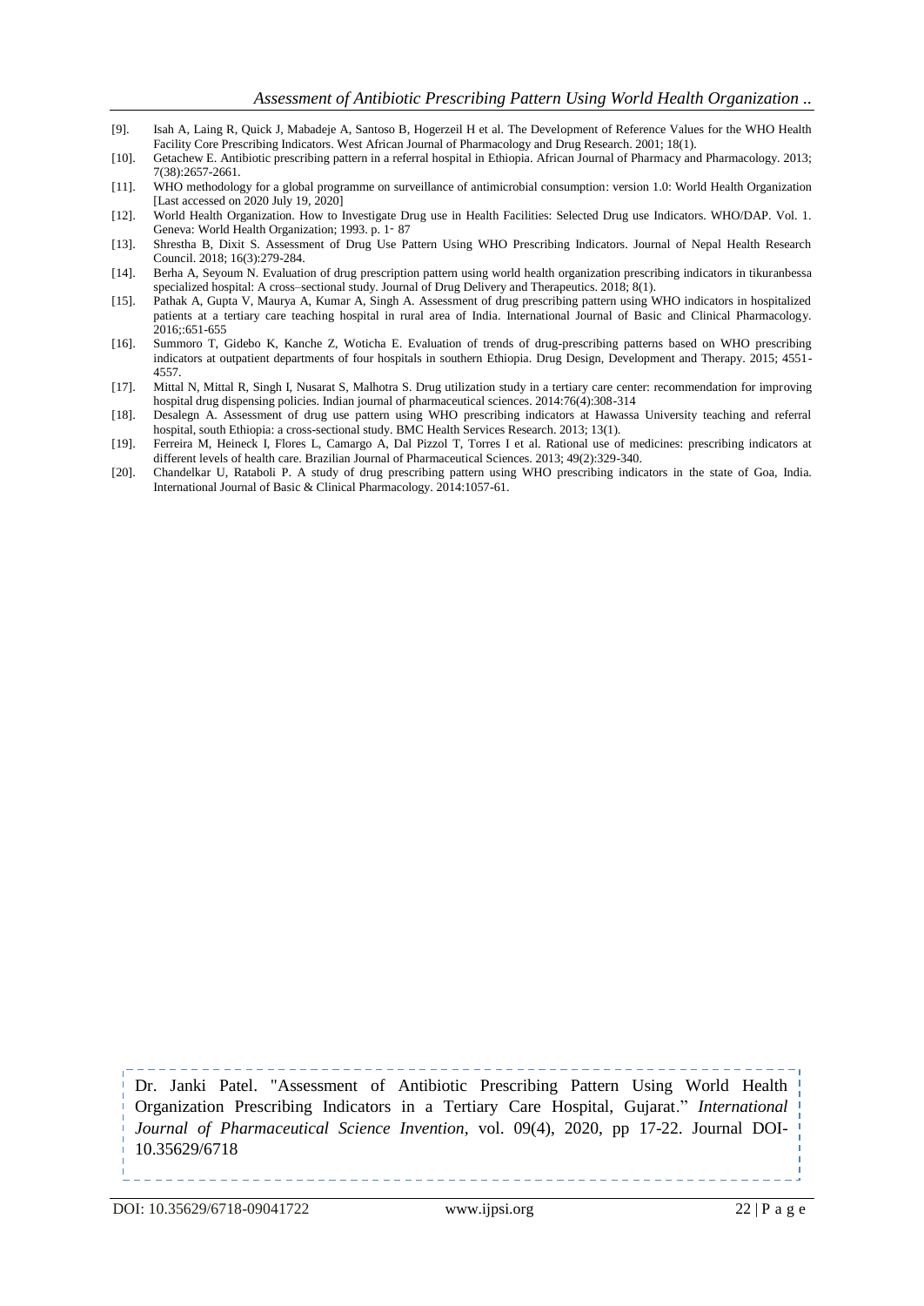[9]. Isah A, Laing R, Quick J, Mabadeje A, Santoso B, Hogerzeil H et al. The Development of Reference Values for the WHO Health Facility Core Prescribing Indicators. West African Journal of Pharmacology and Drug Research. 2001; 18(1).

[10]. Getachew E. Antibiotic prescribing pattern in a referral hospital in Ethiopia. African Journal of Pharmacy and Pharmacology. 2013; 7(38):2657-2661.

[11]. WHO methodology for a global programme on surveillance of antimicrobial consumption: version 1.0: World Health Organization [Last accessed on 2020 July 19, 2020]

[12]. World Health Organization. How to Investigate Drug use in Health Facilities: Selected Drug use Indicators. WHO/DAP. Vol. 1. Geneva: World Health Organization; 1993. p. 1‐ 87

[13]. Shrestha B, Dixit S. Assessment of Drug Use Pattern Using WHO Prescribing Indicators. Journal of Nepal Health Research Council. 2018; 16(3):279-284.

[14]. Berha A, Seyoum N. Evaluation of drug prescription pattern using world health organization prescribing indicators in tikuranbessa specialized hospital: A cross–sectional study. Journal of Drug Delivery and Therapeutics. 2018; 8(1).

[15]. Pathak A, Gupta V, Maurya A, Kumar A, Singh A. Assessment of drug prescribing pattern using WHO indicators in hospitalized patients at a tertiary care teaching hospital in rural area of India. International Journal of Basic and Clinical Pharmacology. 2016;:651-655

[16]. Summoro T, Gidebo K, Kanche Z, Woticha E. Evaluation of trends of drug-prescribing patterns based on WHO prescribing indicators at outpatient departments of four hospitals in southern Ethiopia. Drug Design, Development and Therapy. 2015; 4551-4557.

[17]. Mittal N, Mittal R, Singh I, Nusarat S, Malhotra S. Drug utilization study in a tertiary care center: recommendation for improving hospital drug dispensing policies. Indian journal of pharmaceutical sciences. 2014:76(4):308-314

[18]. Desalegn A. Assessment of drug use pattern using WHO prescribing indicators at Hawassa University teaching and referral hospital, south Ethiopia: a cross-sectional study. BMC Health Services Research. 2013; 13(1).

[19]. Ferreira M, Heineck I, Flores L, Camargo A, Dal Pizzol T, Torres I et al. Rational use of medicines: prescribing indicators at different levels of health care. Brazilian Journal of Pharmaceutical Sciences. 2013; 49(2):329-340.

[20]. Chandelkar U, Rataboli P. A study of drug prescribing pattern using WHO prescribing indicators in the state of Goa, India. International Journal of Basic & Clinical Pharmacology. 2014:1057-61.

Dr. Janki Patel. "Assessment of Antibiotic Prescribing Pattern Using World Health Organization Prescribing Indicators in a Tertiary Care Hospital, Gujarat." *International Journal of Pharmaceutical Science Invention*, vol. 09(4), 2020, pp 17-22. Journal DOI- 10.35629/6718